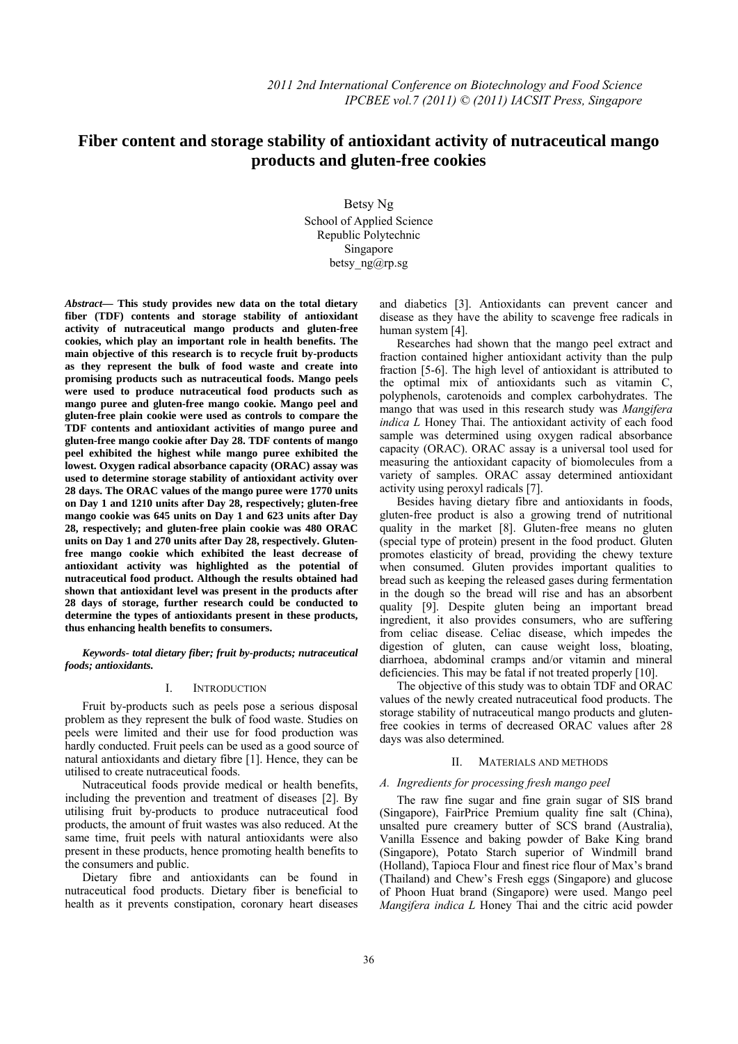# Fiber content and storage stability of antioxidant activity of nutraceutical mango products and gluten-free cookies

Betsy Ng
School of Applied Science
Republic Polytechnic
Singapore
betsy_ng@rp.sg

***Abstract*— This study provides new data on the total dietary fiber (TDF) contents and storage stability of antioxidant activity of nutraceutical mango products and gluten-free cookies, which play an important role in health benefits. The main objective of this research is to recycle fruit by-products as they represent the bulk of food waste and create into promising products such as nutraceutical foods. Mango peels were used to produce nutraceutical food products such as mango puree and gluten-free mango cookie. Mango peel and gluten-free plain cookie were used as controls to compare the TDF contents and antioxidant activities of mango puree and gluten-free mango cookie after Day 28. TDF contents of mango peel exhibited the highest while mango puree exhibited the lowest. Oxygen radical absorbance capacity (ORAC) assay was used to determine storage stability of antioxidant activity over 28 days. The ORAC values of the mango puree were 1770 units on Day 1 and 1210 units after Day 28, respectively; gluten-free mango cookie was 645 units on Day 1 and 623 units after Day 28, respectively; and gluten-free plain cookie was 480 ORAC units on Day 1 and 270 units after Day 28, respectively. Gluten-free mango cookie which exhibited the least decrease of antioxidant activity was highlighted as the potential of nutraceutical food product. Although the results obtained had shown that antioxidant level was present in the products after 28 days of storage, further research could be conducted to determine the types of antioxidants present in these products, thus enhancing health benefits to consumers.**

***Keywords- total dietary fiber; fruit by-products; nutraceutical foods; antioxidants.***

## I. Introduction

Fruit by-products such as peels pose a serious disposal problem as they represent the bulk of food waste. Studies on peels were limited and their use for food production was hardly conducted. Fruit peels can be used as a good source of natural antioxidants and dietary fibre [1]. Hence, they can be utilised to create nutraceutical foods.

Nutraceutical foods provide medical or health benefits, including the prevention and treatment of diseases [2]. By utilising fruit by-products to produce nutraceutical food products, the amount of fruit wastes was also reduced. At the same time, fruit peels with natural antioxidants were also present in these products, hence promoting health benefits to the consumers and public.

Dietary fibre and antioxidants can be found in nutraceutical food products. Dietary fiber is beneficial to health as it prevents constipation, coronary heart diseases and diabetics [3]. Antioxidants can prevent cancer and disease as they have the ability to scavenge free radicals in human system [4].

Researches had shown that the mango peel extract and fraction contained higher antioxidant activity than the pulp fraction [5-6]. The high level of antioxidant is attributed to the optimal mix of antioxidants such as vitamin C, polyphenols, carotenoids and complex carbohydrates. The mango that was used in this research study was *Mangifera indica L* Honey Thai. The antioxidant activity of each food sample was determined using oxygen radical absorbance capacity (ORAC). ORAC assay is a universal tool used for measuring the antioxidant capacity of biomolecules from a variety of samples. ORAC assay determined antioxidant activity using peroxyl radicals [7].

Besides having dietary fibre and antioxidants in foods, gluten-free product is also a growing trend of nutritional quality in the market [8]. Gluten-free means no gluten (special type of protein) present in the food product. Gluten promotes elasticity of bread, providing the chewy texture when consumed. Gluten provides important qualities to bread such as keeping the released gases during fermentation in the dough so the bread will rise and has an absorbent quality [9]. Despite gluten being an important bread ingredient, it also provides consumers, who are suffering from celiac disease. Celiac disease, which impedes the digestion of gluten, can cause weight loss, bloating, diarrhoea, abdominal cramps and/or vitamin and mineral deficiencies. This may be fatal if not treated properly [10].

The objective of this study was to obtain TDF and ORAC values of the newly created nutraceutical food products. The storage stability of nutraceutical mango products and gluten-free cookies in terms of decreased ORAC values after 28 days was also determined.

## II. Materials and methods

### *A. Ingredients for processing fresh mango peel*

The raw fine sugar and fine grain sugar of SIS brand (Singapore), FairPrice Premium quality fine salt (China), unsalted pure creamery butter of SCS brand (Australia), Vanilla Essence and baking powder of Bake King brand (Singapore), Potato Starch superior of Windmill brand (Holland), Tapioca Flour and finest rice flour of Max's brand (Thailand) and Chew's Fresh eggs (Singapore) and glucose of Phoon Huat brand (Singapore) were used. Mango peel *Mangifera indica L* Honey Thai and the citric acid powder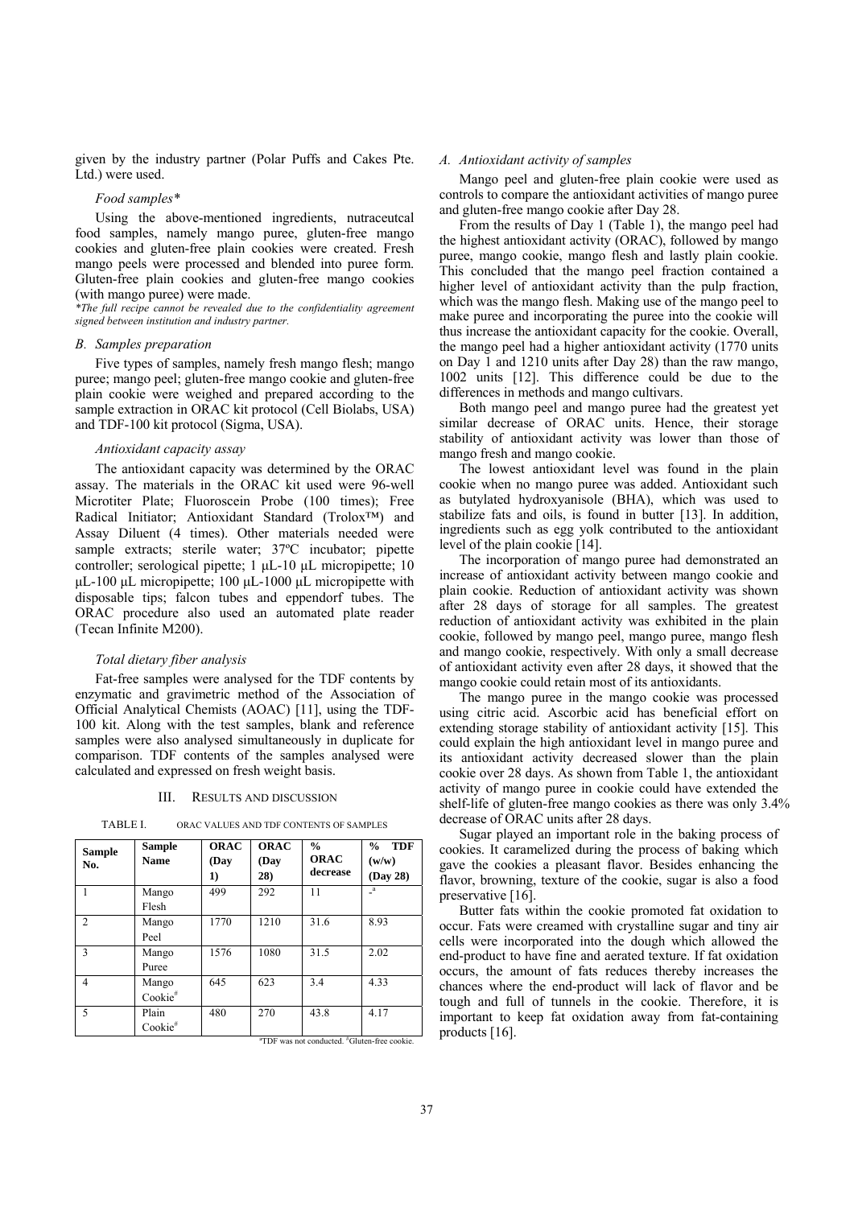given by the industry partner (Polar Puffs and Cakes Pte. Ltd.) were used.

*Food samples\**

Using the above-mentioned ingredients, nutraceutcal food samples, namely mango puree, gluten-free mango cookies and gluten-free plain cookies were created. Fresh mango peels were processed and blended into puree form. Gluten-free plain cookies and gluten-free mango cookies (with mango puree) were made.

*\*The full recipe cannot be revealed due to the confidentiality agreement signed between institution and industry partner.*

### *B. Samples preparation*

Five types of samples, namely fresh mango flesh; mango puree; mango peel; gluten-free mango cookie and gluten-free plain cookie were weighed and prepared according to the sample extraction in ORAC kit protocol (Cell Biolabs, USA) and TDF-100 kit protocol (Sigma, USA).

*Antioxidant capacity assay*

The antioxidant capacity was determined by the ORAC assay. The materials in the ORAC kit used were 96-well Microtiter Plate; Fluoroscein Probe (100 times); Free Radical Initiator; Antioxidant Standard (Trolox™) and Assay Diluent (4 times). Other materials needed were sample extracts; sterile water; 37ºC incubator; pipette controller; serological pipette; 1 µL-10 µL micropipette; 10 µL-100 µL micropipette; 100 µL-1000 µL micropipette with disposable tips; falcon tubes and eppendorf tubes. The ORAC procedure also used an automated plate reader (Tecan Infinite M200).

*Total dietary fiber analysis*

Fat-free samples were analysed for the TDF contents by enzymatic and gravimetric method of the Association of Official Analytical Chemists (AOAC) [11], using the TDF-100 kit. Along with the test samples, blank and reference samples were also analysed simultaneously in duplicate for comparison. TDF contents of the samples analysed were calculated and expressed on fresh weight basis.

## III. Results and Discussion

TABLE I. ORAC VALUES AND TDF CONTENTS OF SAMPLES

| Sample No. | Sample Name | ORAC (Day 1) | ORAC (Day 28) | % ORAC decrease | % TDF (w/w) (Day 28) |
|---|---|---|---|---|---|
| 1 | Mango Flesh | 499 | 292 | 11 | -[a] |
| 2 | Mango Peel | 1770 | 1210 | 31.6 | 8.93 |
| 3 | Mango Puree | 1576 | 1080 | 31.5 | 2.02 |
| 4 | Mango Cookie[#] | 645 | 623 | 3.4 | 4.33 |
| 5 | Plain Cookie[#] | 480 | 270 | 43.8 | 4.17 |

[a]TDF was not conducted. [#]Gluten-free cookie.

### *A. Antioxidant activity of samples*

Mango peel and gluten-free plain cookie were used as controls to compare the antioxidant activities of mango puree and gluten-free mango cookie after Day 28.

From the results of Day 1 (Table 1), the mango peel had the highest antioxidant activity (ORAC), followed by mango puree, mango cookie, mango flesh and lastly plain cookie. This concluded that the mango peel fraction contained a higher level of antioxidant activity than the pulp fraction, which was the mango flesh. Making use of the mango peel to make puree and incorporating the puree into the cookie will thus increase the antioxidant capacity for the cookie. Overall, the mango peel had a higher antioxidant activity (1770 units on Day 1 and 1210 units after Day 28) than the raw mango, 1002 units [12]. This difference could be due to the differences in methods and mango cultivars.

Both mango peel and mango puree had the greatest yet similar decrease of ORAC units. Hence, their storage stability of antioxidant activity was lower than those of mango fresh and mango cookie.

The lowest antioxidant level was found in the plain cookie when no mango puree was added. Antioxidant such as butylated hydroxyanisole (BHA), which was used to stabilize fats and oils, is found in butter [13]. In addition, ingredients such as egg yolk contributed to the antioxidant level of the plain cookie [14].

The incorporation of mango puree had demonstrated an increase of antioxidant activity between mango cookie and plain cookie. Reduction of antioxidant activity was shown after 28 days of storage for all samples. The greatest reduction of antioxidant activity was exhibited in the plain cookie, followed by mango peel, mango puree, mango flesh and mango cookie, respectively. With only a small decrease of antioxidant activity even after 28 days, it showed that the mango cookie could retain most of its antioxidants.

The mango puree in the mango cookie was processed using citric acid. Ascorbic acid has beneficial effort on extending storage stability of antioxidant activity [15]. This could explain the high antioxidant level in mango puree and its antioxidant activity decreased slower than the plain cookie over 28 days. As shown from Table 1, the antioxidant activity of mango puree in cookie could have extended the shelf-life of gluten-free mango cookies as there was only 3.4% decrease of ORAC units after 28 days.

Sugar played an important role in the baking process of cookies. It caramelized during the process of baking which gave the cookies a pleasant flavor. Besides enhancing the flavor, browning, texture of the cookie, sugar is also a food preservative [16].

Butter fats within the cookie promoted fat oxidation to occur. Fats were creamed with crystalline sugar and tiny air cells were incorporated into the dough which allowed the end-product to have fine and aerated texture. If fat oxidation occurs, the amount of fats reduces thereby increases the chances where the end-product will lack of flavor and be tough and full of tunnels in the cookie. Therefore, it is important to keep fat oxidation away from fat-containing products [16].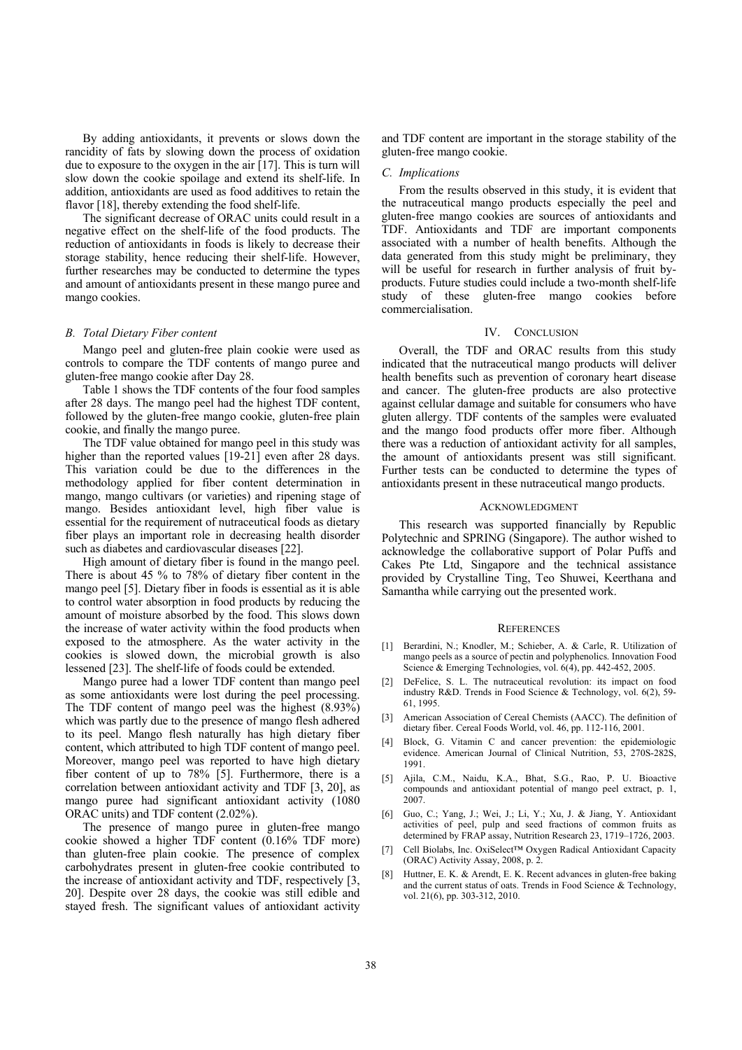By adding antioxidants, it prevents or slows down the rancidity of fats by slowing down the process of oxidation due to exposure to the oxygen in the air [17]. This is turn will slow down the cookie spoilage and extend its shelf-life. In addition, antioxidants are used as food additives to retain the flavor [18], thereby extending the food shelf-life.

The significant decrease of ORAC units could result in a negative effect on the shelf-life of the food products. The reduction of antioxidants in foods is likely to decrease their storage stability, hence reducing their shelf-life. However, further researches may be conducted to determine the types and amount of antioxidants present in these mango puree and mango cookies.

### *B. Total Dietary Fiber content*

Mango peel and gluten-free plain cookie were used as controls to compare the TDF contents of mango puree and gluten-free mango cookie after Day 28.

Table 1 shows the TDF contents of the four food samples after 28 days. The mango peel had the highest TDF content, followed by the gluten-free mango cookie, gluten-free plain cookie, and finally the mango puree.

The TDF value obtained for mango peel in this study was higher than the reported values [19-21] even after 28 days. This variation could be due to the differences in the methodology applied for fiber content determination in mango, mango cultivars (or varieties) and ripening stage of mango. Besides antioxidant level, high fiber value is essential for the requirement of nutraceutical foods as dietary fiber plays an important role in decreasing health disorder such as diabetes and cardiovascular diseases [22].

High amount of dietary fiber is found in the mango peel. There is about 45 % to 78% of dietary fiber content in the mango peel [5]. Dietary fiber in foods is essential as it is able to control water absorption in food products by reducing the amount of moisture absorbed by the food. This slows down the increase of water activity within the food products when exposed to the atmosphere. As the water activity in the cookies is slowed down, the microbial growth is also lessened [23]. The shelf-life of foods could be extended.

Mango puree had a lower TDF content than mango peel as some antioxidants were lost during the peel processing. The TDF content of mango peel was the highest (8.93%) which was partly due to the presence of mango flesh adhered to its peel. Mango flesh naturally has high dietary fiber content, which attributed to high TDF content of mango peel. Moreover, mango peel was reported to have high dietary fiber content of up to 78% [5]. Furthermore, there is a correlation between antioxidant activity and TDF [3, 20], as mango puree had significant antioxidant activity (1080 ORAC units) and TDF content (2.02%).

The presence of mango puree in gluten-free mango cookie showed a higher TDF content (0.16% TDF more) than gluten-free plain cookie. The presence of complex carbohydrates present in gluten-free cookie contributed to the increase of antioxidant activity and TDF, respectively [3, 20]. Despite over 28 days, the cookie was still edible and stayed fresh. The significant values of antioxidant activity and TDF content are important in the storage stability of the gluten-free mango cookie.

### *C. Implications*

From the results observed in this study, it is evident that the nutraceutical mango products especially the peel and gluten-free mango cookies are sources of antioxidants and TDF. Antioxidants and TDF are important components associated with a number of health benefits. Although the data generated from this study might be preliminary, they will be useful for research in further analysis of fruit by-products. Future studies could include a two-month shelf-life study of these gluten-free mango cookies before commercialisation.

## IV. Conclusion

Overall, the TDF and ORAC results from this study indicated that the nutraceutical mango products will deliver health benefits such as prevention of coronary heart disease and cancer. The gluten-free products are also protective against cellular damage and suitable for consumers who have gluten allergy. TDF contents of the samples were evaluated and the mango food products offer more fiber. Although there was a reduction of antioxidant activity for all samples, the amount of antioxidants present was still significant. Further tests can be conducted to determine the types of antioxidants present in these nutraceutical mango products.

## Acknowledgment

This research was supported financially by Republic Polytechnic and SPRING (Singapore). The author wished to acknowledge the collaborative support of Polar Puffs and Cakes Pte Ltd, Singapore and the technical assistance provided by Crystalline Ting, Teo Shuwei, Keerthana and Samantha while carrying out the presented work.

## References

[1] Berardini, N.; Knodler, M.; Schieber, A. & Carle, R. Utilization of mango peels as a source of pectin and polyphenolics. Innovation Food Science & Emerging Technologies, vol. 6(4), pp. 442-452, 2005.

[2] DeFelice, S. L. The nutraceutical revolution: its impact on food industry R&D. Trends in Food Science & Technology, vol. 6(2), 59-61, 1995.

[3] American Association of Cereal Chemists (AACC). The definition of dietary fiber. Cereal Foods World, vol. 46, pp. 112-116, 2001.

[4] Block, G. Vitamin C and cancer prevention: the epidemiologic evidence. American Journal of Clinical Nutrition, 53, 270S-282S, 1991.

[5] Ajila, C.M., Naidu, K.A., Bhat, S.G., Rao, P. U. Bioactive compounds and antioxidant potential of mango peel extract, p. 1, 2007.

[6] Guo, C.; Yang, J.; Wei, J.; Li, Y.; Xu, J. & Jiang, Y. Antioxidant activities of peel, pulp and seed fractions of common fruits as determined by FRAP assay, Nutrition Research 23, 1719–1726, 2003.

[7] Cell Biolabs, Inc. OxiSelect™ Oxygen Radical Antioxidant Capacity (ORAC) Activity Assay, 2008, p. 2.

[8] Huttner, E. K. & Arendt, E. K. Recent advances in gluten-free baking and the current status of oats. Trends in Food Science & Technology, vol. 21(6), pp. 303-312, 2010.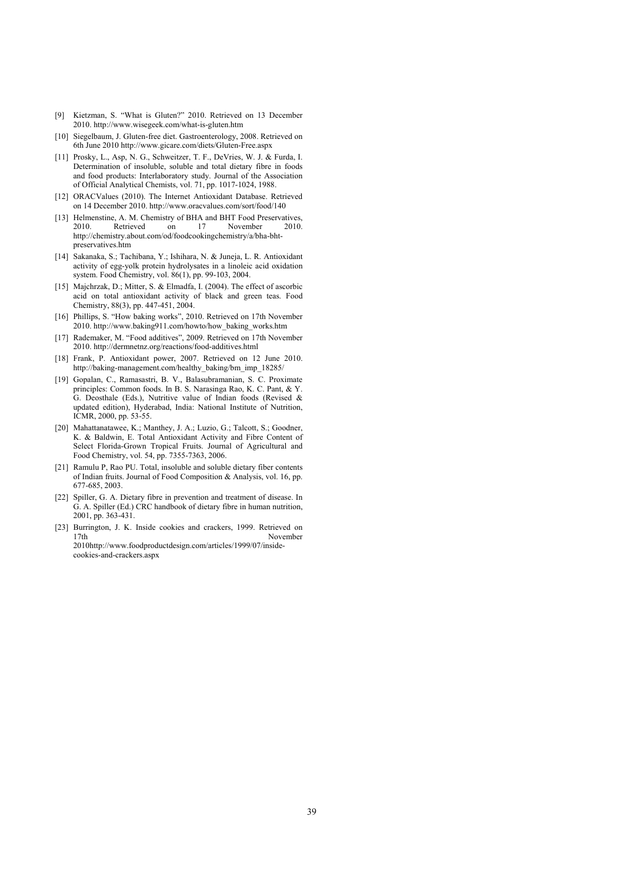[9] Kietzman, S. "What is Gluten?" 2010. Retrieved on 13 December 2010. http://www.wisegeek.com/what-is-gluten.htm

[10] Siegelbaum, J. Gluten-free diet. Gastroenterology, 2008. Retrieved on 6th June 2010 http://www.gicare.com/diets/Gluten-Free.aspx

[11] Prosky, L., Asp, N. G., Schweitzer, T. F., DeVries, W. J. & Furda, I. Determination of insoluble, soluble and total dietary fibre in foods and food products: Interlaboratory study. Journal of the Association of Official Analytical Chemists, vol. 71, pp. 1017-1024, 1988.

[12] ORACValues (2010). The Internet Antioxidant Database. Retrieved on 14 December 2010. http://www.oracvalues.com/sort/food/140

[13] Helmenstine, A. M. Chemistry of BHA and BHT Food Preservatives, 2010. Retrieved on 17 November 2010. http://chemistry.about.com/od/foodcookingchemistry/a/bha-bht-preservatives.htm

[14] Sakanaka, S.; Tachibana, Y.; Ishihara, N. & Juneja, L. R. Antioxidant activity of egg-yolk protein hydrolysates in a linoleic acid oxidation system. Food Chemistry, vol. 86(1), pp. 99-103, 2004.

[15] Majchrzak, D.; Mitter, S. & Elmadfa, I. (2004). The effect of ascorbic acid on total antioxidant activity of black and green teas. Food Chemistry, 88(3), pp. 447-451, 2004.

[16] Phillips, S. "How baking works", 2010. Retrieved on 17th November 2010. http://www.baking911.com/howto/how_baking_works.htm

[17] Rademaker, M. "Food additives", 2009. Retrieved on 17th November 2010. http://dermnetnz.org/reactions/food-additives.html

[18] Frank, P. Antioxidant power, 2007. Retrieved on 12 June 2010. http://baking-management.com/healthy_baking/bm_imp_18285/

[19] Gopalan, C., Ramasastri, B. V., Balasubramanian, S. C. Proximate principles: Common foods. In B. S. Narasinga Rao, K. C. Pant, & Y. G. Deosthale (Eds.), Nutritive value of Indian foods (Revised & updated edition), Hyderabad, India: National Institute of Nutrition, ICMR, 2000, pp. 53-55.

[20] Mahattanatawee, K.; Manthey, J. A.; Luzio, G.; Talcott, S.; Goodner, K. & Baldwin, E. Total Antioxidant Activity and Fibre Content of Select Florida-Grown Tropical Fruits. Journal of Agricultural and Food Chemistry, vol. 54, pp. 7355-7363, 2006.

[21] Ramulu P, Rao PU. Total, insoluble and soluble dietary fiber contents of Indian fruits. Journal of Food Composition & Analysis, vol. 16, pp. 677-685, 2003.

[22] Spiller, G. A. Dietary fibre in prevention and treatment of disease. In G. A. Spiller (Ed.) CRC handbook of dietary fibre in human nutrition, 2001, pp. 363-431.

[23] Burrington, J. K. Inside cookies and crackers, 1999. Retrieved on 17th November 2010http://www.foodproductdesign.com/articles/1999/07/inside-cookies-and-crackers.aspx